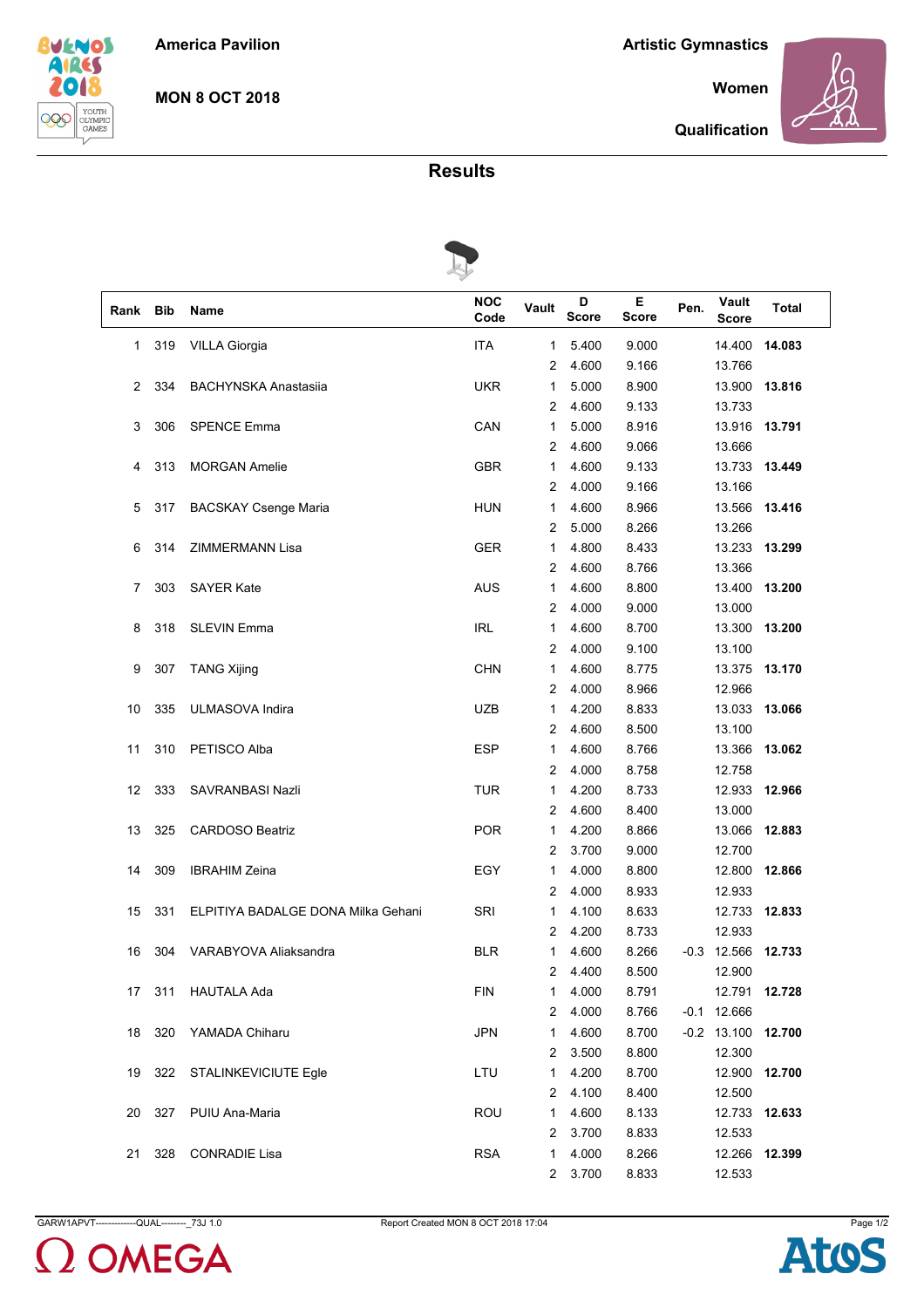America Pavilion

MON 8 OCT 2018

Artistic Gymnastics

Women

Qualification

# Results

| Rank | Bib | Name | NOC Code | Vault | D Score | E Score | Pen. | Vault Score | Total |
|---|---|---|---|---|---|---|---|---|---|
| 1 | 319 | VILLA Giorgia | ITA | 1 | 5.400 | 9.000 | | 14.400 | **14.083** |
| | | | | 2 | 4.600 | 9.166 | | 13.766 | |
| 2 | 334 | BACHYNSKA Anastasiia | UKR | 1 | 5.000 | 8.900 | | 13.900 | **13.816** |
| | | | | 2 | 4.600 | 9.133 | | 13.733 | |
| 3 | 306 | SPENCE Emma | CAN | 1 | 5.000 | 8.916 | | 13.916 | **13.791** |
| | | | | 2 | 4.600 | 9.066 | | 13.666 | |
| 4 | 313 | MORGAN Amelie | GBR | 1 | 4.600 | 9.133 | | 13.733 | **13.449** |
| | | | | 2 | 4.000 | 9.166 | | 13.166 | |
| 5 | 317 | BACSKAY Csenge Maria | HUN | 1 | 4.600 | 8.966 | | 13.566 | **13.416** |
| | | | | 2 | 5.000 | 8.266 | | 13.266 | |
| 6 | 314 | ZIMMERMANN Lisa | GER | 1 | 4.800 | 8.433 | | 13.233 | **13.299** |
| | | | | 2 | 4.600 | 8.766 | | 13.366 | |
| 7 | 303 | SAYER Kate | AUS | 1 | 4.600 | 8.800 | | 13.400 | **13.200** |
| | | | | 2 | 4.000 | 9.000 | | 13.000 | |
| 8 | 318 | SLEVIN Emma | IRL | 1 | 4.600 | 8.700 | | 13.300 | **13.200** |
| | | | | 2 | 4.000 | 9.100 | | 13.100 | |
| 9 | 307 | TANG Xijing | CHN | 1 | 4.600 | 8.775 | | 13.375 | **13.170** |
| | | | | 2 | 4.000 | 8.966 | | 12.966 | |
| 10 | 335 | ULMASOVA Indira | UZB | 1 | 4.200 | 8.833 | | 13.033 | **13.066** |
| | | | | 2 | 4.600 | 8.500 | | 13.100 | |
| 11 | 310 | PETISCO Alba | ESP | 1 | 4.600 | 8.766 | | 13.366 | **13.062** |
| | | | | 2 | 4.000 | 8.758 | | 12.758 | |
| 12 | 333 | SAVRANBASI Nazli | TUR | 1 | 4.200 | 8.733 | | 12.933 | **12.966** |
| | | | | 2 | 4.600 | 8.400 | | 13.000 | |
| 13 | 325 | CARDOSO Beatriz | POR | 1 | 4.200 | 8.866 | | 13.066 | **12.883** |
| | | | | 2 | 3.700 | 9.000 | | 12.700 | |
| 14 | 309 | IBRAHIM Zeina | EGY | 1 | 4.000 | 8.800 | | 12.800 | **12.866** |
| | | | | 2 | 4.000 | 8.933 | | 12.933 | |
| 15 | 331 | ELPITIYA BADALGE DONA Milka Gehani | SRI | 1 | 4.100 | 8.633 | | 12.733 | **12.833** |
| | | | | 2 | 4.200 | 8.733 | | 12.933 | |
| 16 | 304 | VARABYOVA Aliaksandra | BLR | 1 | 4.600 | 8.266 | -0.3 | 12.566 | **12.733** |
| | | | | 2 | 4.400 | 8.500 | | 12.900 | |
| 17 | 311 | HAUTALA Ada | FIN | 1 | 4.000 | 8.791 | | 12.791 | **12.728** |
| | | | | 2 | 4.000 | 8.766 | -0.1 | 12.666 | |
| 18 | 320 | YAMADA Chiharu | JPN | 1 | 4.600 | 8.700 | -0.2 | 13.100 | **12.700** |
| | | | | 2 | 3.500 | 8.800 | | 12.300 | |
| 19 | 322 | STALINKEVICIUTE Egle | LTU | 1 | 4.200 | 8.700 | | 12.900 | **12.700** |
| | | | | 2 | 4.100 | 8.400 | | 12.500 | |
| 20 | 327 | PUIU Ana-Maria | ROU | 1 | 4.600 | 8.133 | | 12.733 | **12.633** |
| | | | | 2 | 3.700 | 8.833 | | 12.533 | |
| 21 | 328 | CONRADIE Lisa | RSA | 1 | 4.000 | 8.266 | | 12.266 | **12.399** |
| | | | | 2 | 3.700 | 8.833 | | 12.533 | |

GARW1APVT--------------QUAL--------_73J 1.0 Report Created MON 8 OCT 2018 17:04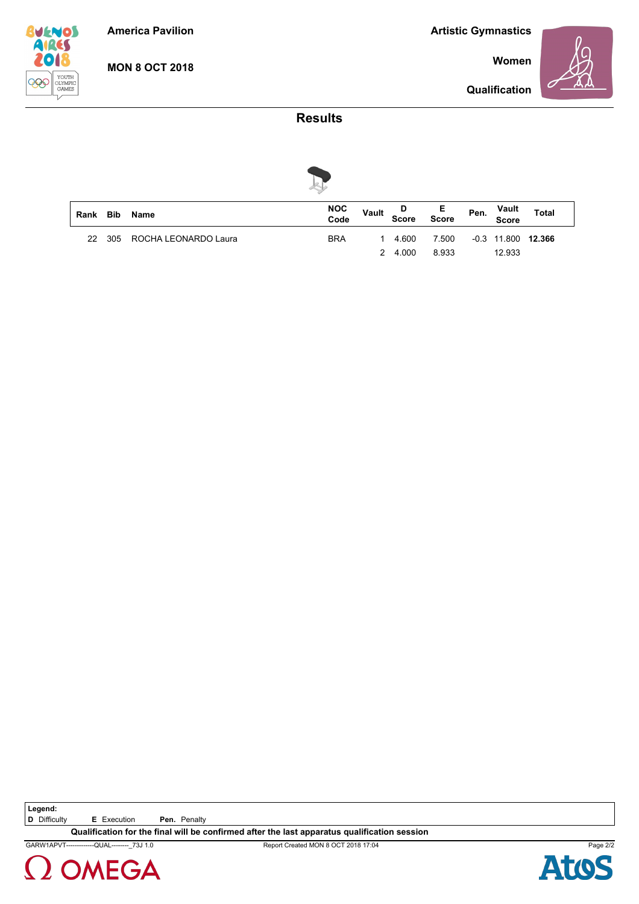America Pavilion

MON 8 OCT 2018

Artistic Gymnastics

Women

Qualification

## Results

| Rank | Bib | Name | NOC Code | Vault | D Score | E Score | Pen. | Vault Score | Total |
|---|---|---|---|---|---|---|---|---|---|
| 22 | 305 | ROCHA LEONARDO Laura | BRA | 1 | 4.600 | 7.500 | -0.3 | 11.800 | **12.366** |
| | | | | 2 | 4.000 | 8.933 | | 12.933 | |

**Legend:**
**D** Difficulty **E** Execution **Pen.** Penalty

**Qualification for the final will be confirmed after the last apparatus qualification session**

GARW1APVT-------------QUAL--------_73J 1.0 Report Created MON 8 OCT 2018 17:04